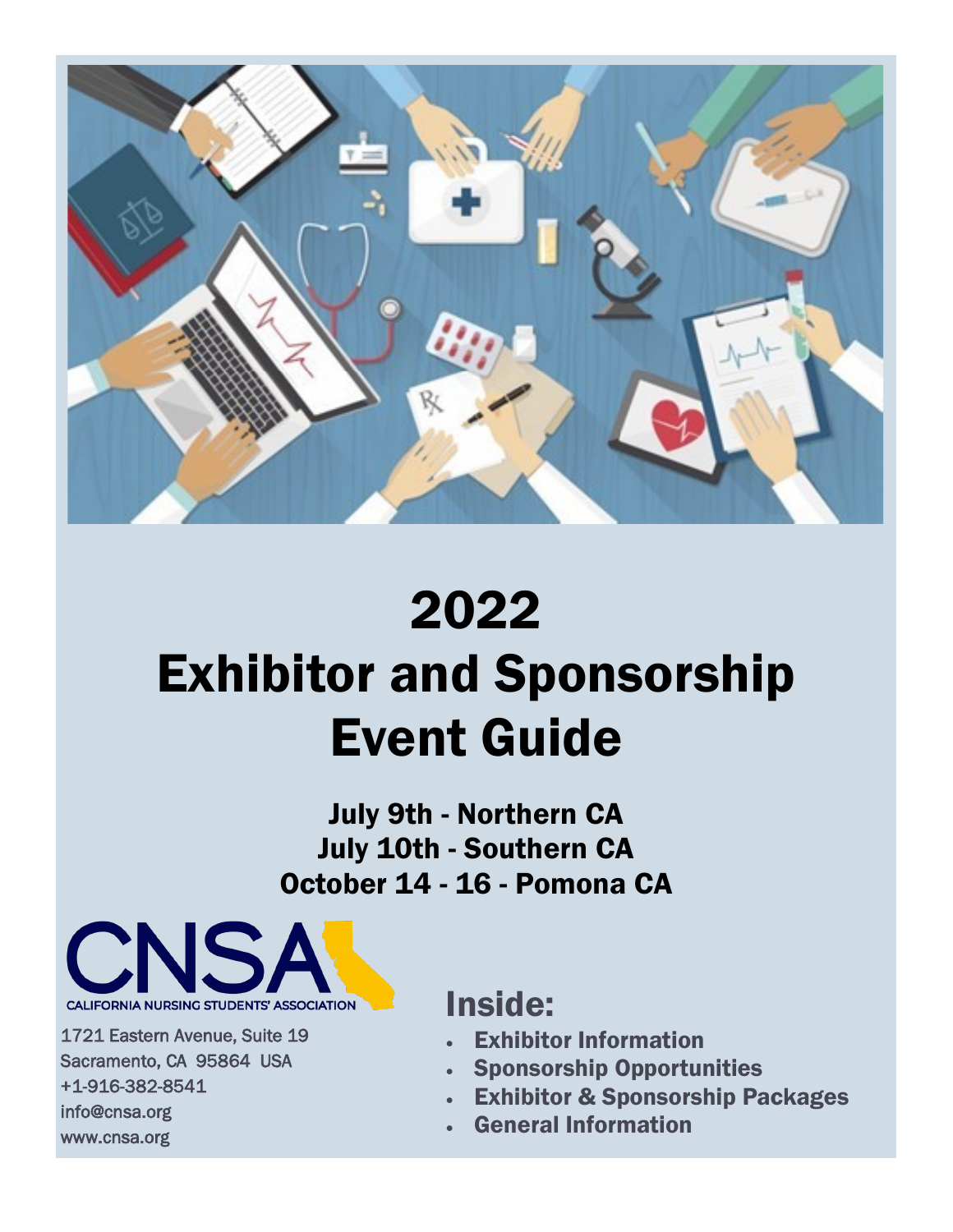# 2022 Exhibitor and Sponsorship Event Guide

**July 9th - Northern CA**
**July 10th - Southern CA**
**October 14 - 16 - Pomona CA**

CNSA
CALIFORNIA NURSING STUDENTS' ASSOCIATION

1721 Eastern Avenue, Suite 19
Sacramento, CA 95864 USA
+1-916-382-8541
info@cnsa.org
www.cnsa.org

## Inside:

- **Exhibitor Information**
- **Sponsorship Opportunities**
- **Exhibitor & Sponsorship Packages**
- **General Information**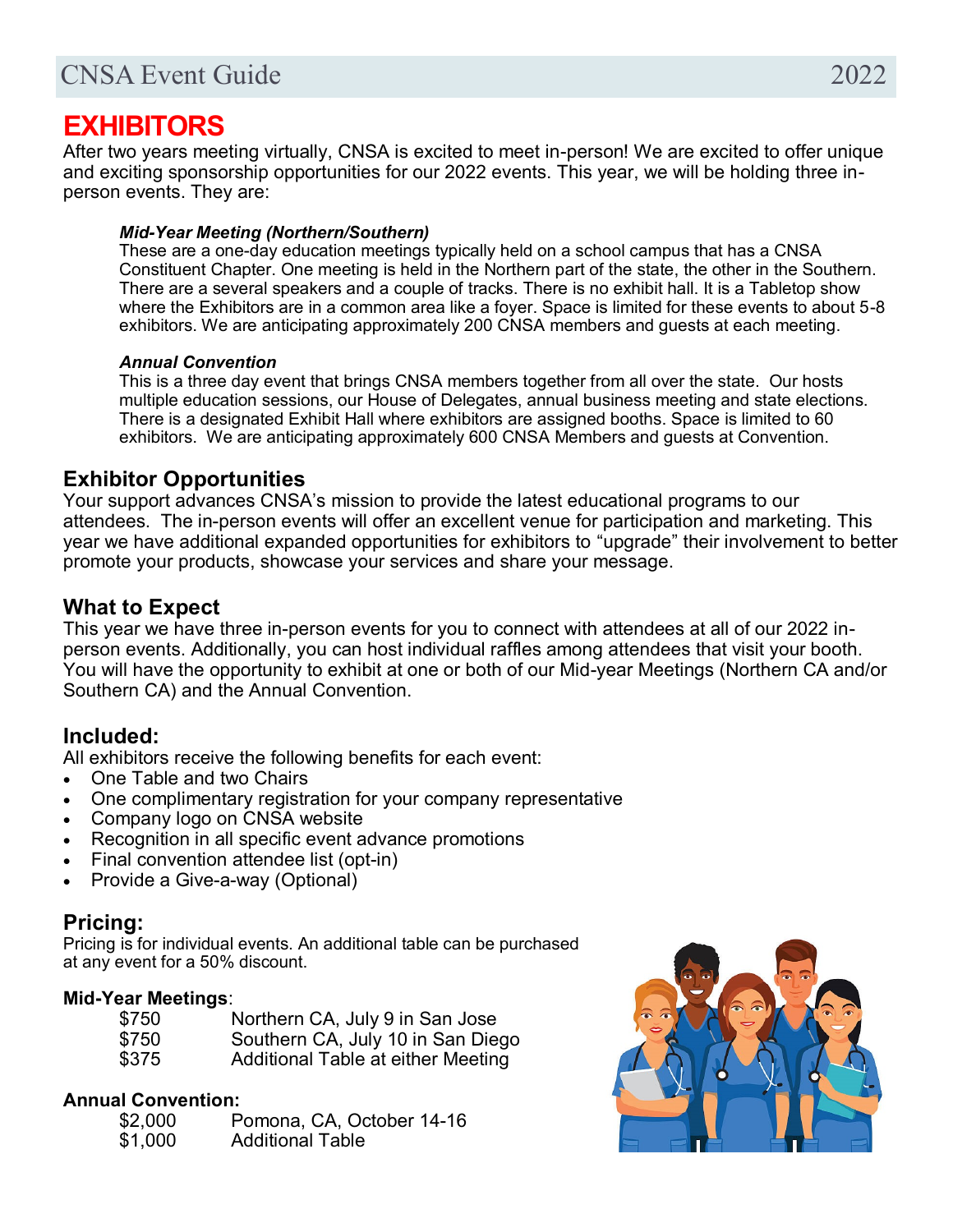# EXHIBITORS

After two years meeting virtually, CNSA is excited to meet in-person! We are excited to offer unique and exciting sponsorship opportunities for our 2022 events. This year, we will be holding three in-person events. They are:

***Mid-Year Meeting (Northern/Southern)***

These are a one-day education meetings typically held on a school campus that has a CNSA Constituent Chapter. One meeting is held in the Northern part of the state, the other in the Southern. There are a several speakers and a couple of tracks. There is no exhibit hall. It is a Tabletop show where the Exhibitors are in a common area like a foyer. Space is limited for these events to about 5-8 exhibitors. We are anticipating approximately 200 CNSA members and guests at each meeting.

***Annual Convention***

This is a three day event that brings CNSA members together from all over the state. Our hosts multiple education sessions, our House of Delegates, annual business meeting and state elections. There is a designated Exhibit Hall where exhibitors are assigned booths. Space is limited to 60 exhibitors. We are anticipating approximately 600 CNSA Members and guests at Convention.

## Exhibitor Opportunities

Your support advances CNSA's mission to provide the latest educational programs to our attendees. The in-person events will offer an excellent venue for participation and marketing. This year we have additional expanded opportunities for exhibitors to "upgrade" their involvement to better promote your products, showcase your services and share your message.

## What to Expect

This year we have three in-person events for you to connect with attendees at all of our 2022 in-person events. Additionally, you can host individual raffles among attendees that visit your booth. You will have the opportunity to exhibit at one or both of our Mid-year Meetings (Northern CA and/or Southern CA) and the Annual Convention.

## Included:

All exhibitors receive the following benefits for each event:

- One Table and two Chairs
- One complimentary registration for your company representative
- Company logo on CNSA website
- Recognition in all specific event advance promotions
- Final convention attendee list (opt-in)
- Provide a Give-a-way (Optional)

## Pricing:

Pricing is for individual events. An additional table can be purchased at any event for a 50% discount.

**Mid-Year Meetings**:

| | |
|---|---|
| $750 | Northern CA, July 9 in San Jose |
| $750 | Southern CA, July 10 in San Diego |
| $375 | Additional Table at either Meeting |

**Annual Convention:**

| | |
|---|---|
| $2,000 | Pomona, CA, October 14-16 |
| $1,000 | Additional Table |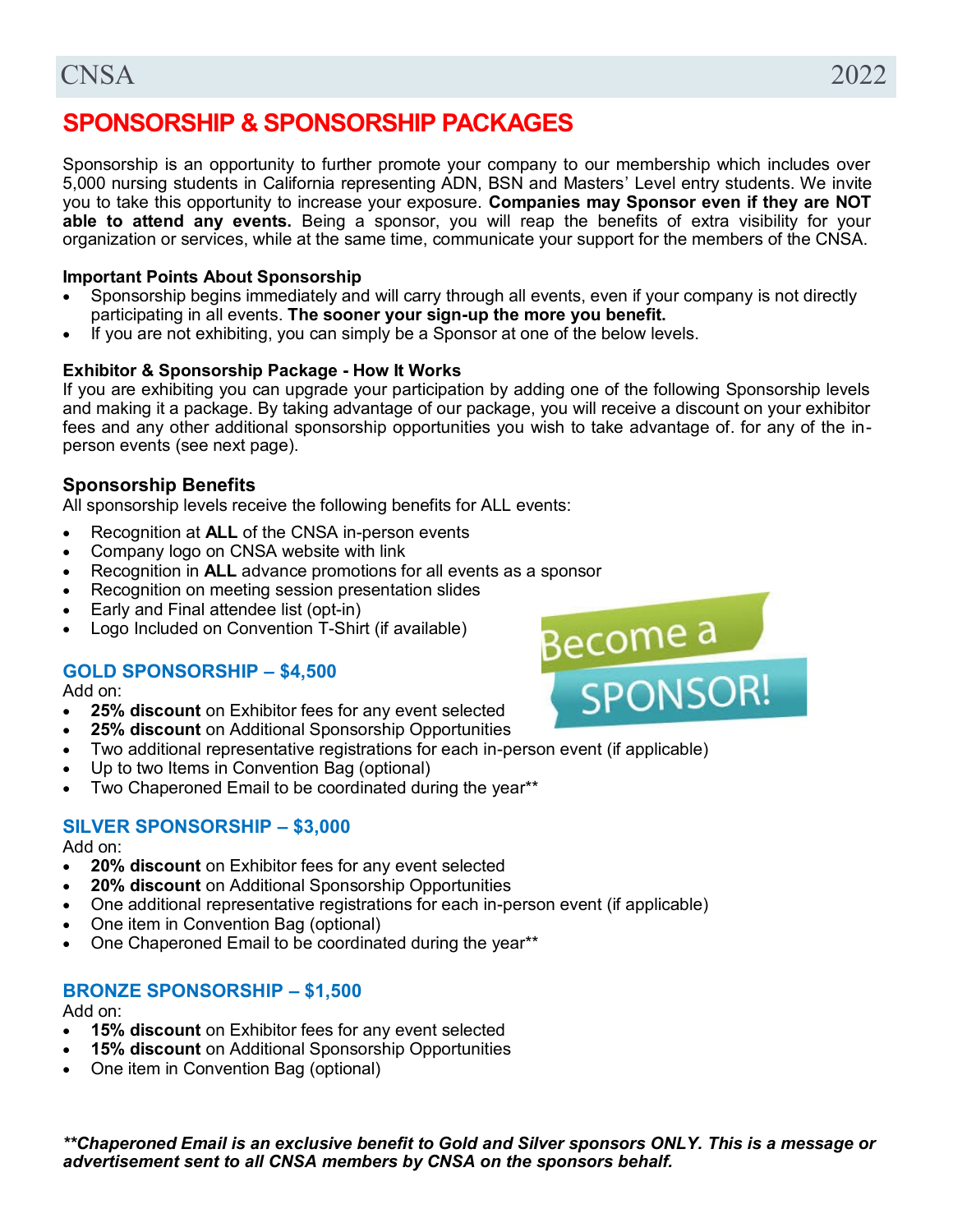# SPONSORSHIP & SPONSORSHIP PACKAGES

Sponsorship is an opportunity to further promote your company to our membership which includes over 5,000 nursing students in California representing ADN, BSN and Masters' Level entry students. We invite you to take this opportunity to increase your exposure. **Companies may Sponsor even if they are NOT able to attend any events.** Being a sponsor, you will reap the benefits of extra visibility for your organization or services, while at the same time, communicate your support for the members of the CNSA.

**Important Points About Sponsorship**

- Sponsorship begins immediately and will carry through all events, even if your company is not directly participating in all events. **The sooner your sign-up the more you benefit.**
- If you are not exhibiting, you can simply be a Sponsor at one of the below levels.

**Exhibitor & Sponsorship Package - How It Works**

If you are exhibiting you can upgrade your participation by adding one of the following Sponsorship levels and making it a package. By taking advantage of our package, you will receive a discount on your exhibitor fees and any other additional sponsorship opportunities you wish to take advantage of. for any of the in-person events (see next page).

## Sponsorship Benefits

All sponsorship levels receive the following benefits for ALL events:

- Recognition at **ALL** of the CNSA in-person events
- Company logo on CNSA website with link
- Recognition in **ALL** advance promotions for all events as a sponsor
- Recognition on meeting session presentation slides
- Early and Final attendee list (opt-in)
- Logo Included on Convention T-Shirt (if available)

Become a SPONSOR!

### GOLD SPONSORSHIP – $4,500

Add on:

- **25% discount** on Exhibitor fees for any event selected
- **25% discount** on Additional Sponsorship Opportunities
- Two additional representative registrations for each in-person event (if applicable)
- Up to two Items in Convention Bag (optional)
- Two Chaperoned Email to be coordinated during the year**

### SILVER SPONSORSHIP – $3,000

Add on:

- **20% discount** on Exhibitor fees for any event selected
- **20% discount** on Additional Sponsorship Opportunities
- One additional representative registrations for each in-person event (if applicable)
- One item in Convention Bag (optional)
- One Chaperoned Email to be coordinated during the year**

### BRONZE SPONSORSHIP – $1,500

Add on:

- **15% discount** on Exhibitor fees for any event selected
- **15% discount** on Additional Sponsorship Opportunities
- One item in Convention Bag (optional)

***\*\*Chaperoned Email is an exclusive benefit to Gold and Silver sponsors ONLY. This is a message or advertisement sent to all CNSA members by CNSA on the sponsors behalf.***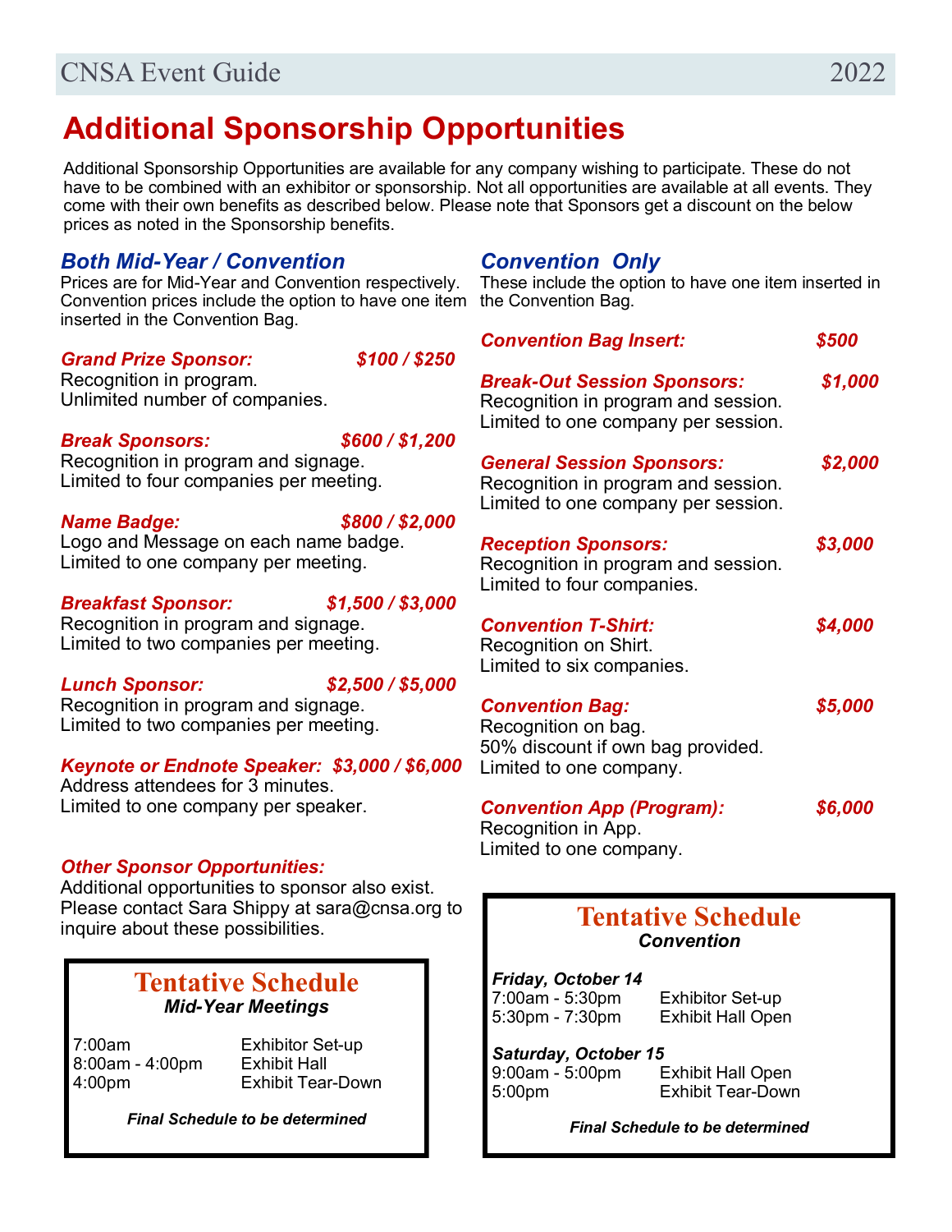# Additional Sponsorship Opportunities

Additional Sponsorship Opportunities are available for any company wishing to participate. These do not have to be combined with an exhibitor or sponsorship. Not all opportunities are available at all events. They come with their own benefits as described below. Please note that Sponsors get a discount on the below prices as noted in the Sponsorship benefits.

## *Both Mid-Year / Convention*

Prices are for Mid-Year and Convention respectively. Convention prices include the option to have one item inserted in the Convention Bag.

***Grand Prize Sponsor: $100 / $250***
Recognition in program.
Unlimited number of companies.

***Break Sponsors: $600 / $1,200***
Recognition in program and signage.
Limited to four companies per meeting.

***Name Badge: $800 / $2,000***
Logo and Message on each name badge.
Limited to one company per meeting.

***Breakfast Sponsor: $1,500 / $3,000***
Recognition in program and signage.
Limited to two companies per meeting.

***Lunch Sponsor: $2,500 / $5,000***
Recognition in program and signage.
Limited to two companies per meeting.

***Keynote or Endnote Speaker: $3,000 / $6,000***
Address attendees for 3 minutes.
Limited to one company per speaker.

***Other Sponsor Opportunities:***
Additional opportunities to sponsor also exist. Please contact Sara Shippy at sara@cnsa.org to inquire about these possibilities.

### Tentative Schedule
***Mid-Year Meetings***

| | |
|---|---|
| 7:00am | Exhibitor Set-up |
| 8:00am - 4:00pm | Exhibit Hall |
| 4:00pm | Exhibit Tear-Down |

***Final Schedule to be determined***

## *Convention Only*

These include the option to have one item inserted in the Convention Bag.

***Convention Bag Insert: $500***

***Break-Out Session Sponsors: $1,000***
Recognition in program and session.
Limited to one company per session.

***General Session Sponsors: $2,000***
Recognition in program and session.
Limited to one company per session.

***Reception Sponsors: $3,000***
Recognition in program and session.
Limited to four companies.

***Convention T-Shirt: $4,000***
Recognition on Shirt.
Limited to six companies.

***Convention Bag: $5,000***
Recognition on bag.
50% discount if own bag provided.
Limited to one company.

***Convention App (Program): $6,000***
Recognition in App.
Limited to one company.

### Tentative Schedule
***Convention***

***Friday, October 14***

| | |
|---|---|
| 7:00am - 5:30pm | Exhibitor Set-up |
| 5:30pm - 7:30pm | Exhibit Hall Open |

***Saturday, October 15***

| | |
|---|---|
| 9:00am - 5:00pm | Exhibit Hall Open |
| 5:00pm | Exhibit Tear-Down |

***Final Schedule to be determined***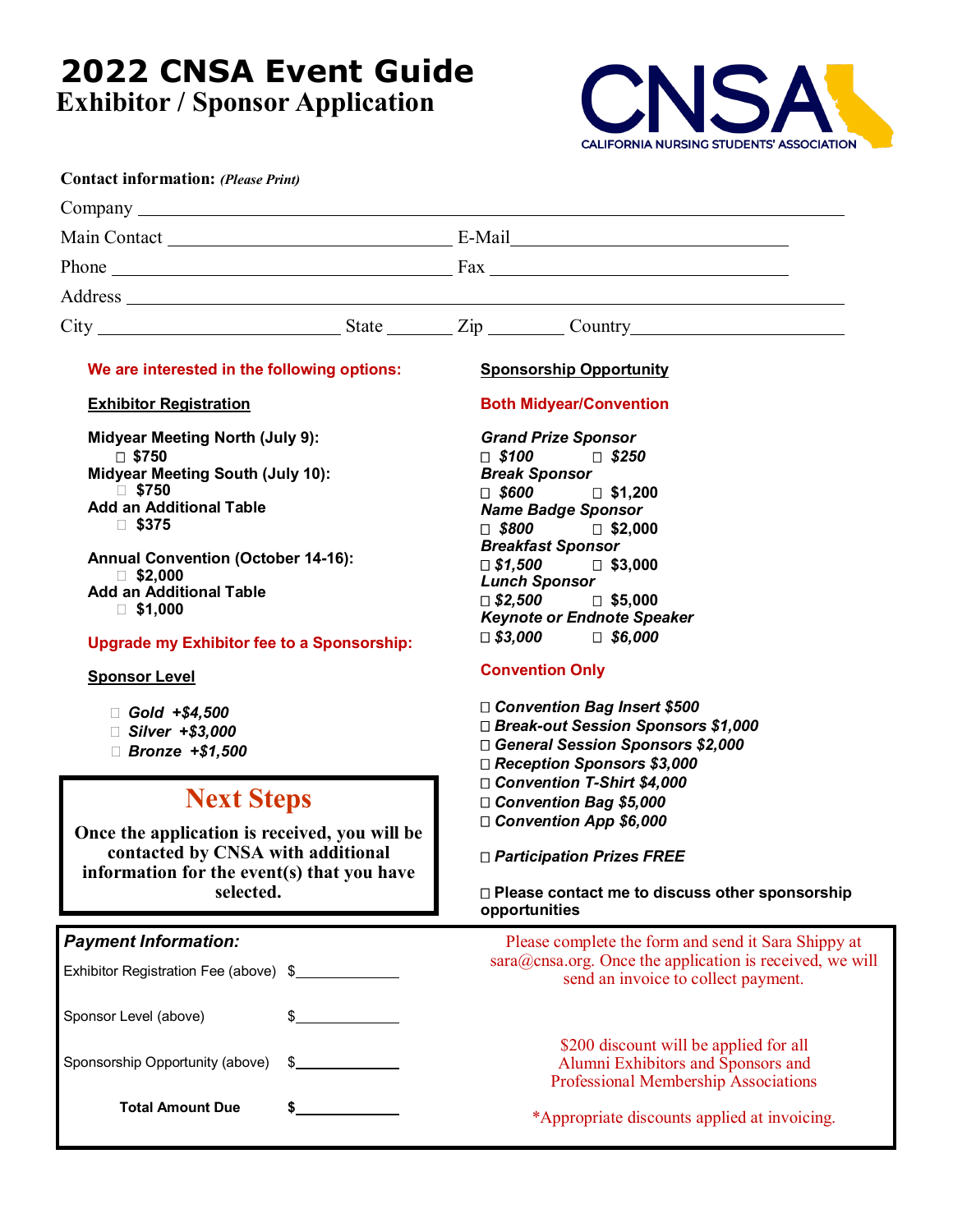# 2022 CNSA Event Guide

## Exhibitor / Sponsor Application

CNSA
CALIFORNIA NURSING STUDENTS' ASSOCIATION

**Contact information:** ***(Please Print)***

Company ____________________________________________

Main Contact ______________________ E-Mail ______________________

Phone ______________________ Fax ______________________

Address ____________________________________________

City ______________ State ______ Zip ______ Country ______________

**We are interested in the following options:**

**Exhibitor Registration**

**Midyear Meeting North (July 9):**
- ☐ **$750**

**Midyear Meeting South (July 10):**
- ☐ **$750**

**Add an Additional Table**
- ☐ **$375**

**Annual Convention (October 14-16):**
- ☐ **$2,000**

**Add an Additional Table**
- ☐ **$1,000**

**Upgrade my Exhibitor fee to a Sponsorship:**

**Sponsor Level**

- ☐ ***Gold +$4,500***
- ☐ ***Silver +$3,000***
- ☐ ***Bronze +$1,500***

**Sponsorship Opportunity**

**Both Midyear/Convention**

***Grand Prize Sponsor***
☐ ***$100*** ☐ ***$250***

***Break Sponsor***
☐ ***$600*** ☐ **$1,200**

***Name Badge Sponsor***
☐ ***$800*** ☐ **$2,000**

***Breakfast Sponsor***
☐ ***$1,500*** ☐ **$3,000**

***Lunch Sponsor***
☐ ***$2,500*** ☐ **$5,000**

***Keynote or Endnote Speaker***
☐ ***$3,000*** ☐ ***$6,000***

**Convention Only**

- ☐ ***Convention Bag Insert $500***
- ☐ ***Break-out Session Sponsors $1,000***
- ☐ ***General Session Sponsors $2,000***
- ☐ ***Reception Sponsors $3,000***
- ☐ ***Convention T-Shirt $4,000***
- ☐ ***Convention Bag $5,000***
- ☐ ***Convention App $6,000***

☐ ***Participation Prizes FREE***

☐ **Please contact me to discuss other sponsorship opportunities**

## Next Steps

**Once the application is received, you will be contacted by CNSA with additional information for the event(s) that you have selected.**

***Payment Information:***

Exhibitor Registration Fee (above) $____________

Sponsor Level (above) $____________

Sponsorship Opportunity (above) $____________

**Total Amount Due $____________**

Please complete the form and send it Sara Shippy at sara@cnsa.org. Once the application is received, we will send an invoice to collect payment.

$200 discount will be applied for all Alumni Exhibitors and Sponsors and Professional Membership Associations

*Appropriate discounts applied at invoicing.